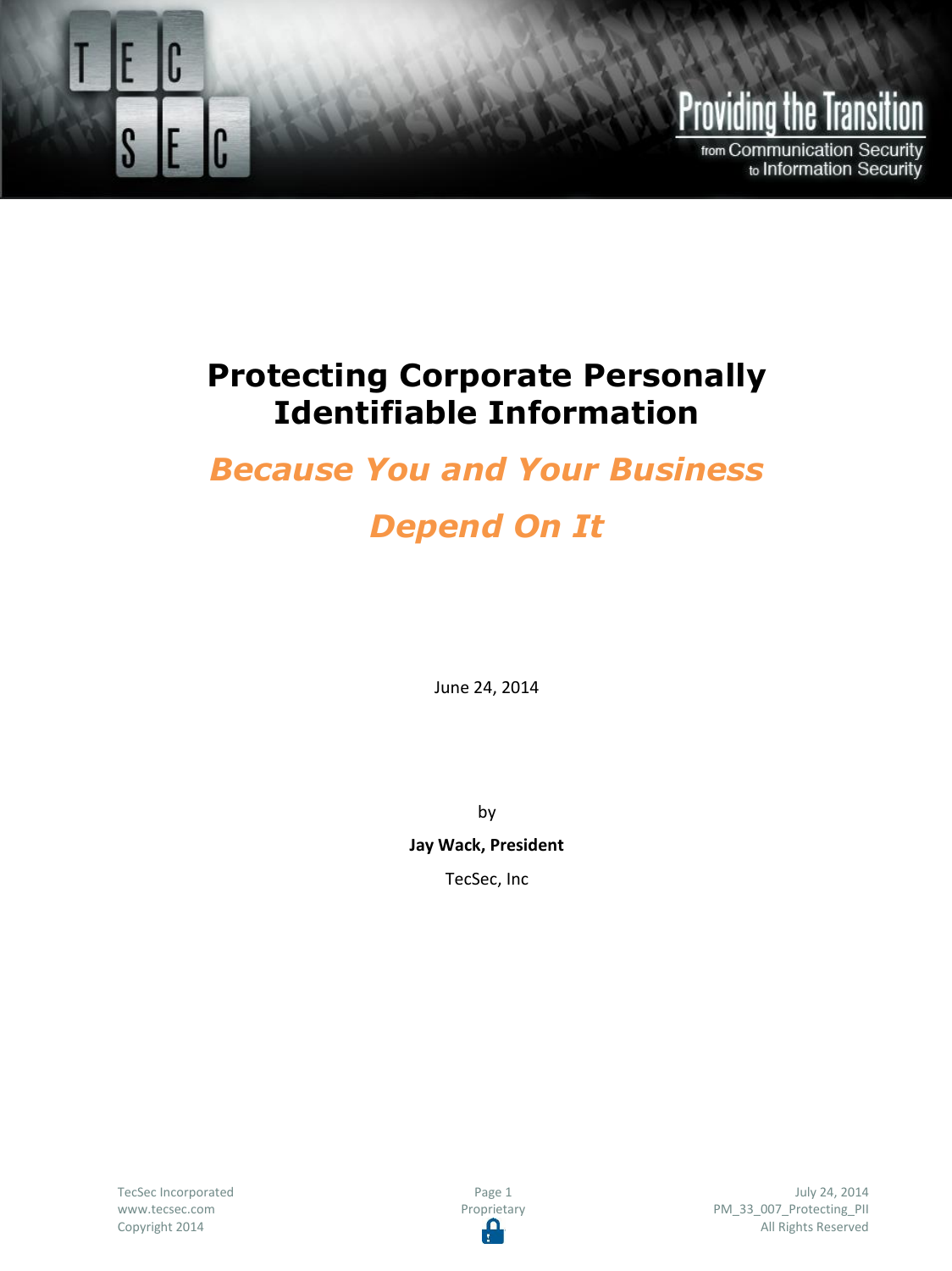# Protecting Corporate Personally Identifiable Information

## *Because You and Your Business Depend On It*

June 24, 2014

by

**Jay Wack, President**

TecSec, Inc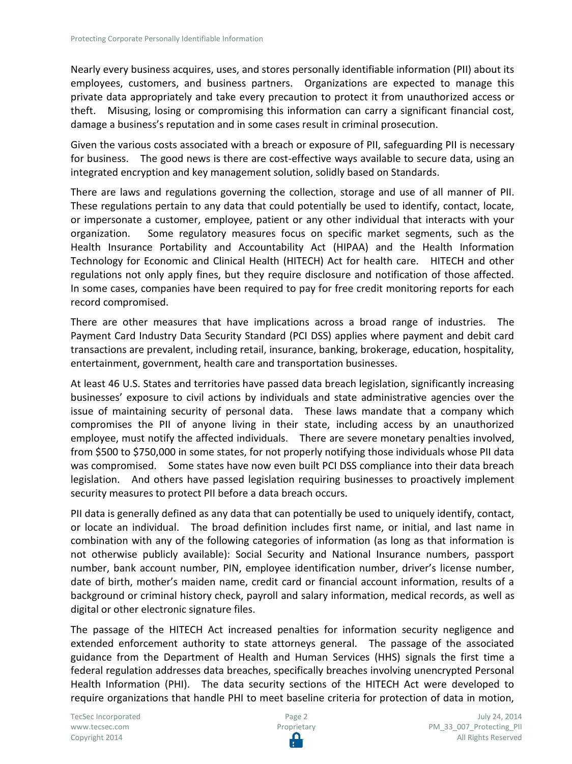Nearly every business acquires, uses, and stores personally identifiable information (PII) about its employees, customers, and business partners. Organizations are expected to manage this private data appropriately and take every precaution to protect it from unauthorized access or theft. Misusing, losing or compromising this information can carry a significant financial cost, damage a business's reputation and in some cases result in criminal prosecution.

Given the various costs associated with a breach or exposure of PII, safeguarding PII is necessary for business. The good news is there are cost-effective ways available to secure data, using an integrated encryption and key management solution, solidly based on Standards.

There are laws and regulations governing the collection, storage and use of all manner of PII. These regulations pertain to any data that could potentially be used to identify, contact, locate, or impersonate a customer, employee, patient or any other individual that interacts with your organization. Some regulatory measures focus on specific market segments, such as the Health Insurance Portability and Accountability Act (HIPAA) and the Health Information Technology for Economic and Clinical Health (HITECH) Act for health care. HITECH and other regulations not only apply fines, but they require disclosure and notification of those affected. In some cases, companies have been required to pay for free credit monitoring reports for each record compromised.

There are other measures that have implications across a broad range of industries. The Payment Card Industry Data Security Standard (PCI DSS) applies where payment and debit card transactions are prevalent, including retail, insurance, banking, brokerage, education, hospitality, entertainment, government, health care and transportation businesses.

At least 46 U.S. States and territories have passed data breach legislation, significantly increasing businesses' exposure to civil actions by individuals and state administrative agencies over the issue of maintaining security of personal data. These laws mandate that a company which compromises the PII of anyone living in their state, including access by an unauthorized employee, must notify the affected individuals. There are severe monetary penalties involved, from $500 to $750,000 in some states, for not properly notifying those individuals whose PII data was compromised. Some states have now even built PCI DSS compliance into their data breach legislation. And others have passed legislation requiring businesses to proactively implement security measures to protect PII before a data breach occurs.

PII data is generally defined as any data that can potentially be used to uniquely identify, contact, or locate an individual. The broad definition includes first name, or initial, and last name in combination with any of the following categories of information (as long as that information is not otherwise publicly available): Social Security and National Insurance numbers, passport number, bank account number, PIN, employee identification number, driver's license number, date of birth, mother's maiden name, credit card or financial account information, results of a background or criminal history check, payroll and salary information, medical records, as well as digital or other electronic signature files.

The passage of the HITECH Act increased penalties for information security negligence and extended enforcement authority to state attorneys general. The passage of the associated guidance from the Department of Health and Human Services (HHS) signals the first time a federal regulation addresses data breaches, specifically breaches involving unencrypted Personal Health Information (PHI). The data security sections of the HITECH Act were developed to require organizations that handle PHI to meet baseline criteria for protection of data in motion,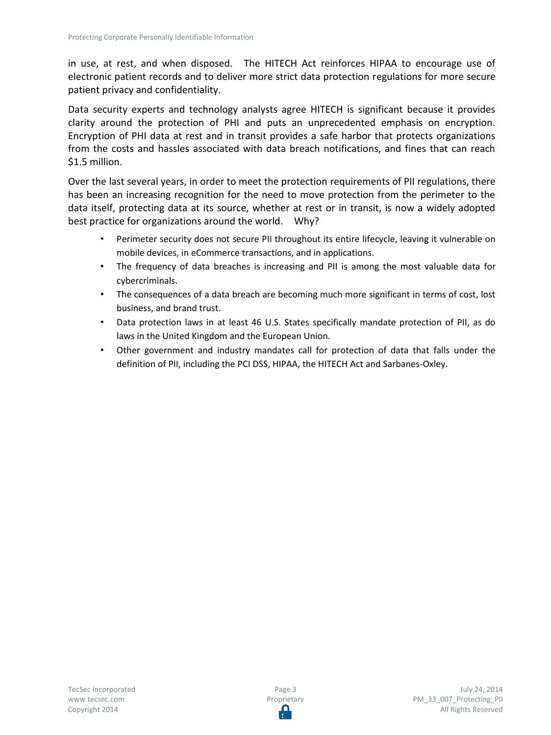in use, at rest, and when disposed. The HITECH Act reinforces HIPAA to encourage use of electronic patient records and to deliver more strict data protection regulations for more secure patient privacy and confidentiality.

Data security experts and technology analysts agree HITECH is significant because it provides clarity around the protection of PHI and puts an unprecedented emphasis on encryption. Encryption of PHI data at rest and in transit provides a safe harbor that protects organizations from the costs and hassles associated with data breach notifications, and fines that can reach $1.5 million.

Over the last several years, in order to meet the protection requirements of PII regulations, there has been an increasing recognition for the need to move protection from the perimeter to the data itself, protecting data at its source, whether at rest or in transit, is now a widely adopted best practice for organizations around the world. Why?

- Perimeter security does not secure PII throughout its entire lifecycle, leaving it vulnerable on mobile devices, in eCommerce transactions, and in applications.
- The frequency of data breaches is increasing and PII is among the most valuable data for cybercriminals.
- The consequences of a data breach are becoming much more significant in terms of cost, lost business, and brand trust.
- Data protection laws in at least 46 U.S. States specifically mandate protection of PII, as do laws in the United Kingdom and the European Union.
- Other government and industry mandates call for protection of data that falls under the definition of PII, including the PCI DSS, HIPAA, the HITECH Act and Sarbanes-Oxley.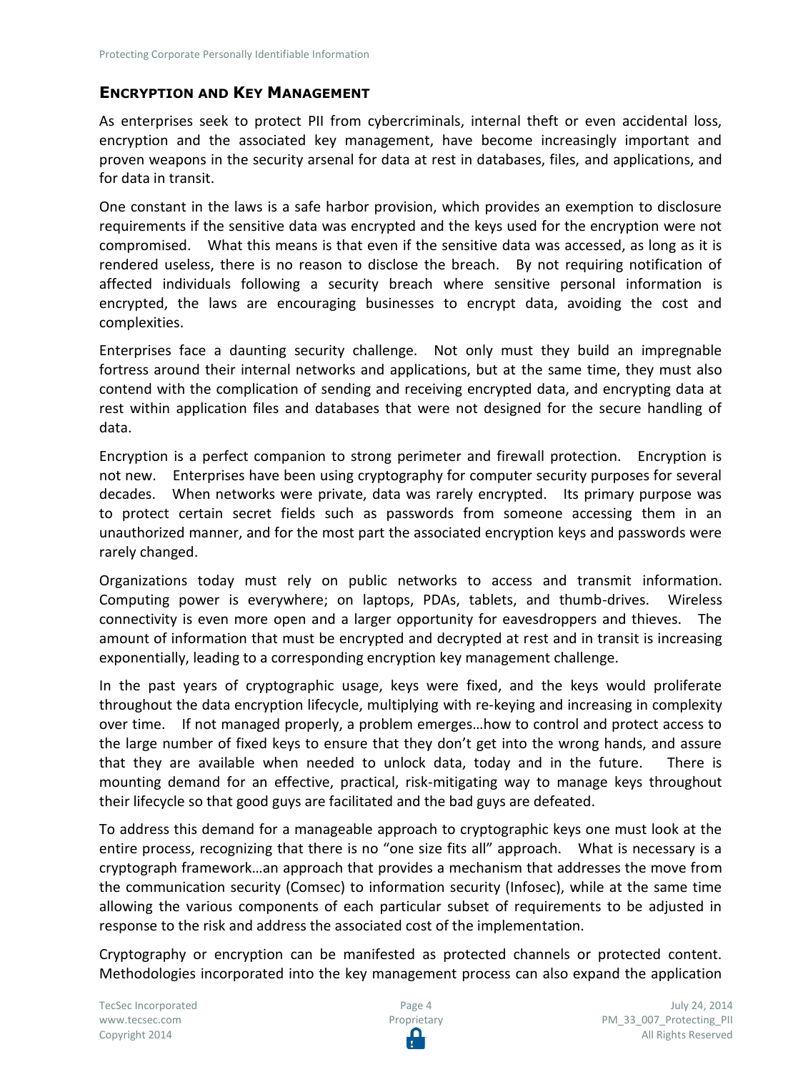## Encryption and Key Management

As enterprises seek to protect PII from cybercriminals, internal theft or even accidental loss, encryption and the associated key management, have become increasingly important and proven weapons in the security arsenal for data at rest in databases, files, and applications, and for data in transit.

One constant in the laws is a safe harbor provision, which provides an exemption to disclosure requirements if the sensitive data was encrypted and the keys used for the encryption were not compromised. What this means is that even if the sensitive data was accessed, as long as it is rendered useless, there is no reason to disclose the breach. By not requiring notification of affected individuals following a security breach where sensitive personal information is encrypted, the laws are encouraging businesses to encrypt data, avoiding the cost and complexities.

Enterprises face a daunting security challenge. Not only must they build an impregnable fortress around their internal networks and applications, but at the same time, they must also contend with the complication of sending and receiving encrypted data, and encrypting data at rest within application files and databases that were not designed for the secure handling of data.

Encryption is a perfect companion to strong perimeter and firewall protection. Encryption is not new. Enterprises have been using cryptography for computer security purposes for several decades. When networks were private, data was rarely encrypted. Its primary purpose was to protect certain secret fields such as passwords from someone accessing them in an unauthorized manner, and for the most part the associated encryption keys and passwords were rarely changed.

Organizations today must rely on public networks to access and transmit information. Computing power is everywhere; on laptops, PDAs, tablets, and thumb-drives. Wireless connectivity is even more open and a larger opportunity for eavesdroppers and thieves. The amount of information that must be encrypted and decrypted at rest and in transit is increasing exponentially, leading to a corresponding encryption key management challenge.

In the past years of cryptographic usage, keys were fixed, and the keys would proliferate throughout the data encryption lifecycle, multiplying with re-keying and increasing in complexity over time. If not managed properly, a problem emerges…how to control and protect access to the large number of fixed keys to ensure that they don't get into the wrong hands, and assure that they are available when needed to unlock data, today and in the future. There is mounting demand for an effective, practical, risk-mitigating way to manage keys throughout their lifecycle so that good guys are facilitated and the bad guys are defeated.

To address this demand for a manageable approach to cryptographic keys one must look at the entire process, recognizing that there is no "one size fits all" approach. What is necessary is a cryptograph framework…an approach that provides a mechanism that addresses the move from the communication security (Comsec) to information security (Infosec), while at the same time allowing the various components of each particular subset of requirements to be adjusted in response to the risk and address the associated cost of the implementation.

Cryptography or encryption can be manifested as protected channels or protected content. Methodologies incorporated into the key management process can also expand the application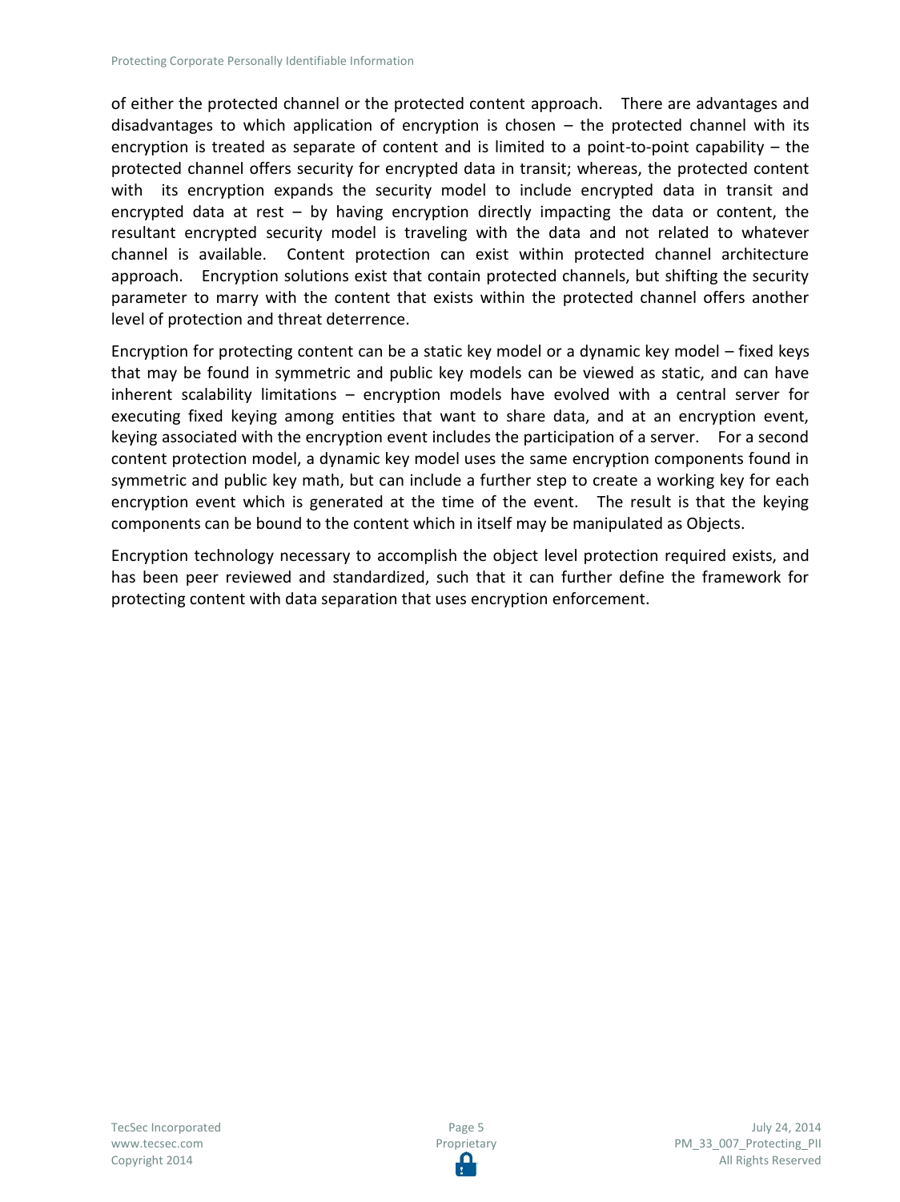of either the protected channel or the protected content approach. There are advantages and disadvantages to which application of encryption is chosen – the protected channel with its encryption is treated as separate of content and is limited to a point-to-point capability – the protected channel offers security for encrypted data in transit; whereas, the protected content with its encryption expands the security model to include encrypted data in transit and encrypted data at rest – by having encryption directly impacting the data or content, the resultant encrypted security model is traveling with the data and not related to whatever channel is available. Content protection can exist within protected channel architecture approach. Encryption solutions exist that contain protected channels, but shifting the security parameter to marry with the content that exists within the protected channel offers another level of protection and threat deterrence.

Encryption for protecting content can be a static key model or a dynamic key model – fixed keys that may be found in symmetric and public key models can be viewed as static, and can have inherent scalability limitations – encryption models have evolved with a central server for executing fixed keying among entities that want to share data, and at an encryption event, keying associated with the encryption event includes the participation of a server. For a second content protection model, a dynamic key model uses the same encryption components found in symmetric and public key math, but can include a further step to create a working key for each encryption event which is generated at the time of the event. The result is that the keying components can be bound to the content which in itself may be manipulated as Objects.

Encryption technology necessary to accomplish the object level protection required exists, and has been peer reviewed and standardized, such that it can further define the framework for protecting content with data separation that uses encryption enforcement.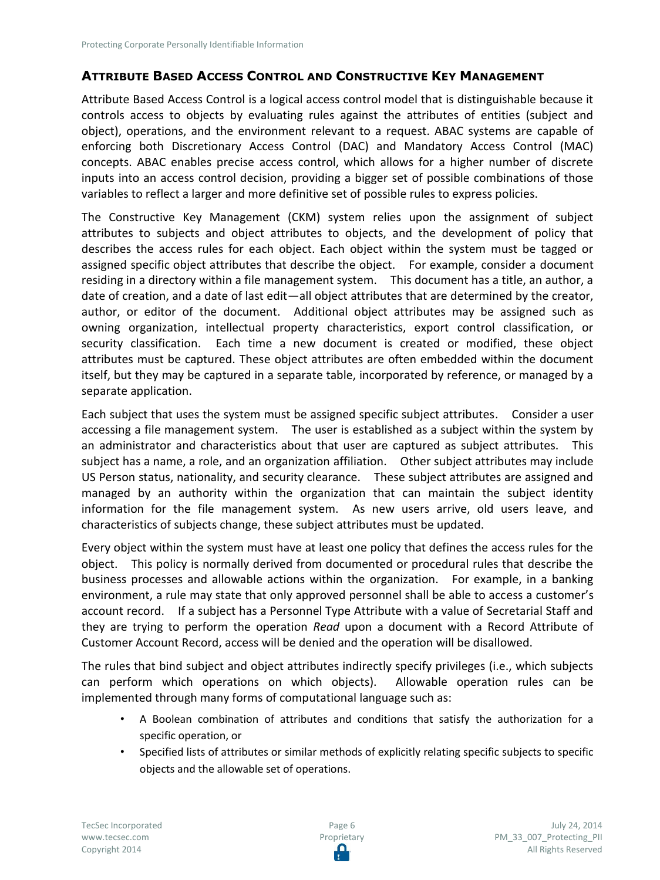## Attribute Based Access Control and Constructive Key Management

Attribute Based Access Control is a logical access control model that is distinguishable because it controls access to objects by evaluating rules against the attributes of entities (subject and object), operations, and the environment relevant to a request. ABAC systems are capable of enforcing both Discretionary Access Control (DAC) and Mandatory Access Control (MAC) concepts. ABAC enables precise access control, which allows for a higher number of discrete inputs into an access control decision, providing a bigger set of possible combinations of those variables to reflect a larger and more definitive set of possible rules to express policies.

The Constructive Key Management (CKM) system relies upon the assignment of subject attributes to subjects and object attributes to objects, and the development of policy that describes the access rules for each object. Each object within the system must be tagged or assigned specific object attributes that describe the object. For example, consider a document residing in a directory within a file management system. This document has a title, an author, a date of creation, and a date of last edit—all object attributes that are determined by the creator, author, or editor of the document. Additional object attributes may be assigned such as owning organization, intellectual property characteristics, export control classification, or security classification. Each time a new document is created or modified, these object attributes must be captured. These object attributes are often embedded within the document itself, but they may be captured in a separate table, incorporated by reference, or managed by a separate application.

Each subject that uses the system must be assigned specific subject attributes. Consider a user accessing a file management system. The user is established as a subject within the system by an administrator and characteristics about that user are captured as subject attributes. This subject has a name, a role, and an organization affiliation. Other subject attributes may include US Person status, nationality, and security clearance. These subject attributes are assigned and managed by an authority within the organization that can maintain the subject identity information for the file management system. As new users arrive, old users leave, and characteristics of subjects change, these subject attributes must be updated.

Every object within the system must have at least one policy that defines the access rules for the object. This policy is normally derived from documented or procedural rules that describe the business processes and allowable actions within the organization. For example, in a banking environment, a rule may state that only approved personnel shall be able to access a customer's account record. If a subject has a Personnel Type Attribute with a value of Secretarial Staff and they are trying to perform the operation *Read* upon a document with a Record Attribute of Customer Account Record, access will be denied and the operation will be disallowed.

The rules that bind subject and object attributes indirectly specify privileges (i.e., which subjects can perform which operations on which objects). Allowable operation rules can be implemented through many forms of computational language such as:

- A Boolean combination of attributes and conditions that satisfy the authorization for a specific operation, or
- Specified lists of attributes or similar methods of explicitly relating specific subjects to specific objects and the allowable set of operations.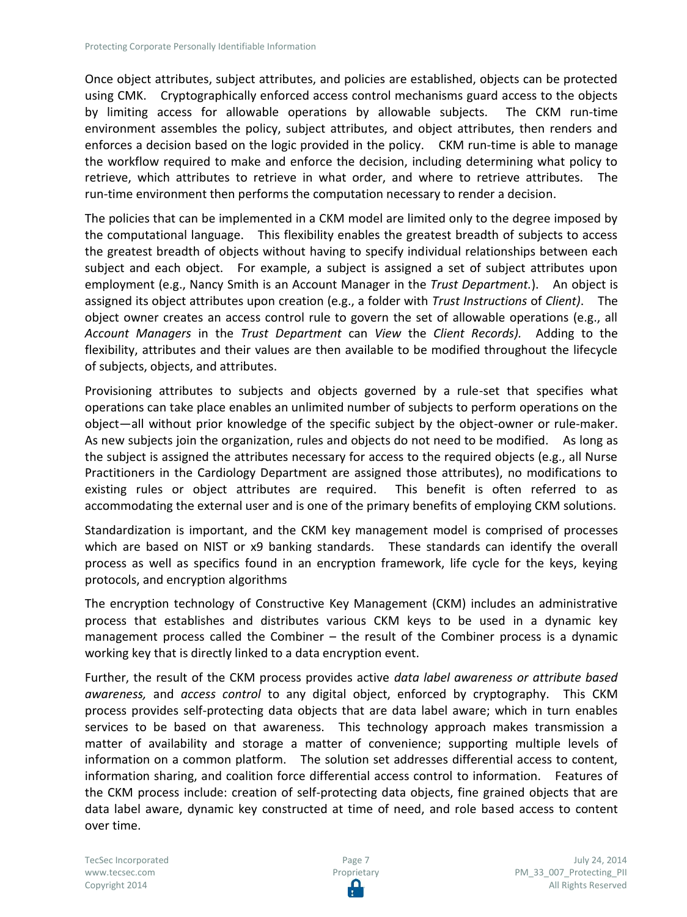Once object attributes, subject attributes, and policies are established, objects can be protected using CMK. Cryptographically enforced access control mechanisms guard access to the objects by limiting access for allowable operations by allowable subjects. The CKM run-time environment assembles the policy, subject attributes, and object attributes, then renders and enforces a decision based on the logic provided in the policy. CKM run-time is able to manage the workflow required to make and enforce the decision, including determining what policy to retrieve, which attributes to retrieve in what order, and where to retrieve attributes. The run-time environment then performs the computation necessary to render a decision.

The policies that can be implemented in a CKM model are limited only to the degree imposed by the computational language. This flexibility enables the greatest breadth of subjects to access the greatest breadth of objects without having to specify individual relationships between each subject and each object. For example, a subject is assigned a set of subject attributes upon employment (e.g., Nancy Smith is an Account Manager in the *Trust Department.*). An object is assigned its object attributes upon creation (e.g., a folder with *Trust Instructions* of *Client)*. The object owner creates an access control rule to govern the set of allowable operations (e.g., all *Account Managers* in the *Trust Department* can *View* the *Client Records).* Adding to the flexibility, attributes and their values are then available to be modified throughout the lifecycle of subjects, objects, and attributes.

Provisioning attributes to subjects and objects governed by a rule-set that specifies what operations can take place enables an unlimited number of subjects to perform operations on the object—all without prior knowledge of the specific subject by the object-owner or rule-maker. As new subjects join the organization, rules and objects do not need to be modified. As long as the subject is assigned the attributes necessary for access to the required objects (e.g., all Nurse Practitioners in the Cardiology Department are assigned those attributes), no modifications to existing rules or object attributes are required. This benefit is often referred to as accommodating the external user and is one of the primary benefits of employing CKM solutions.

Standardization is important, and the CKM key management model is comprised of processes which are based on NIST or x9 banking standards. These standards can identify the overall process as well as specifics found in an encryption framework, life cycle for the keys, keying protocols, and encryption algorithms

The encryption technology of Constructive Key Management (CKM) includes an administrative process that establishes and distributes various CKM keys to be used in a dynamic key management process called the Combiner – the result of the Combiner process is a dynamic working key that is directly linked to a data encryption event.

Further, the result of the CKM process provides active *data label awareness or attribute based awareness,* and *access control* to any digital object, enforced by cryptography. This CKM process provides self-protecting data objects that are data label aware; which in turn enables services to be based on that awareness. This technology approach makes transmission a matter of availability and storage a matter of convenience; supporting multiple levels of information on a common platform. The solution set addresses differential access to content, information sharing, and coalition force differential access control to information. Features of the CKM process include: creation of self-protecting data objects, fine grained objects that are data label aware, dynamic key constructed at time of need, and role based access to content over time.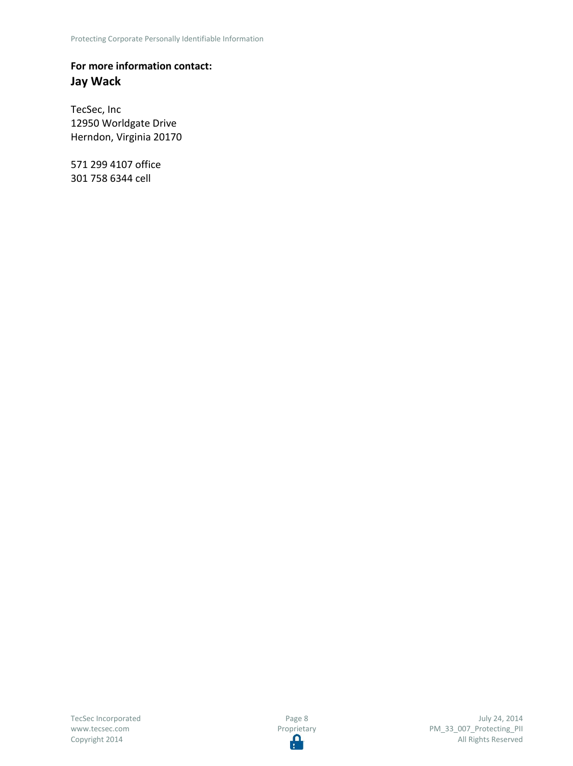**For more information contact:**

**Jay Wack**

TecSec, Inc
12950 Worldgate Drive
Herndon, Virginia 20170

571 299 4107 office
301 758 6344 cell